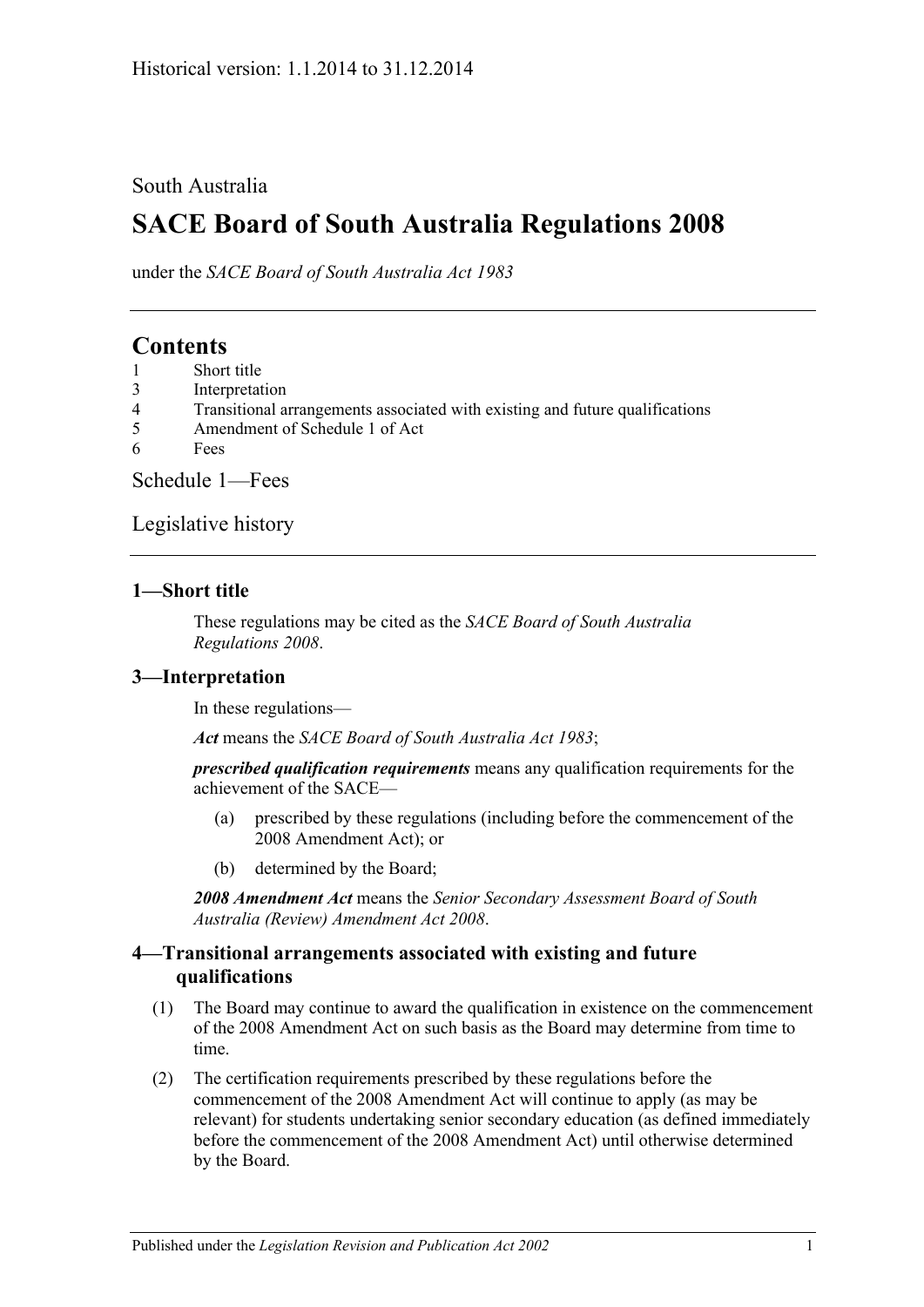Historical version: 1.1.2014 to 31.12.2014

South Australia

# SACE Board of South Australia Regulations 2008

under the *SACE Board of South Australia Act 1983*

## Contents

1 Short title
3 Interpretation
4 Transitional arrangements associated with existing and future qualifications
5 Amendment of Schedule 1 of Act
6 Fees

Schedule 1—Fees

Legislative history

### 1—Short title

These regulations may be cited as the *SACE Board of South Australia Regulations 2008*.

### 3—Interpretation

In these regulations—

***Act*** means the *SACE Board of South Australia Act 1983*;

***prescribed qualification requirements*** means any qualification requirements for the achievement of the SACE—

(a) prescribed by these regulations (including before the commencement of the 2008 Amendment Act); or

(b) determined by the Board;

***2008 Amendment Act*** means the *Senior Secondary Assessment Board of South Australia (Review) Amendment Act 2008*.

### 4—Transitional arrangements associated with existing and future qualifications

(1) The Board may continue to award the qualification in existence on the commencement of the 2008 Amendment Act on such basis as the Board may determine from time to time.

(2) The certification requirements prescribed by these regulations before the commencement of the 2008 Amendment Act will continue to apply (as may be relevant) for students undertaking senior secondary education (as defined immediately before the commencement of the 2008 Amendment Act) until otherwise determined by the Board.

Published under the *Legislation Revision and Publication Act 2002*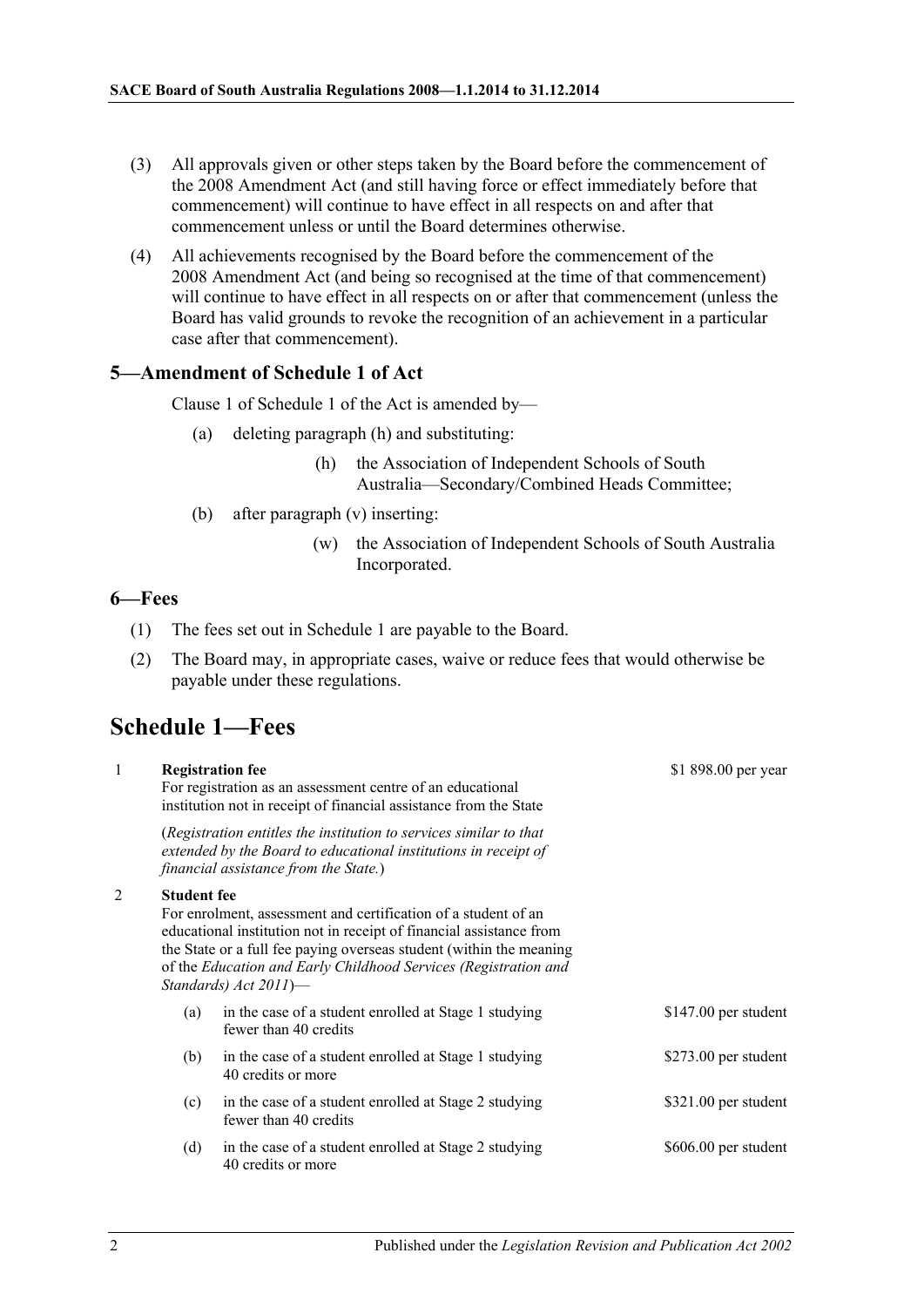(3) All approvals given or other steps taken by the Board before the commencement of the 2008 Amendment Act (and still having force or effect immediately before that commencement) will continue to have effect in all respects on and after that commencement unless or until the Board determines otherwise.

(4) All achievements recognised by the Board before the commencement of the 2008 Amendment Act (and being so recognised at the time of that commencement) will continue to have effect in all respects on or after that commencement (unless the Board has valid grounds to revoke the recognition of an achievement in a particular case after that commencement).

### 5—Amendment of Schedule 1 of Act

Clause 1 of Schedule 1 of the Act is amended by—

(a) deleting paragraph (h) and substituting:

> (h) the Association of Independent Schools of South Australia—Secondary/Combined Heads Committee;

(b) after paragraph (v) inserting:

> (w) the Association of Independent Schools of South Australia Incorporated.

### 6—Fees

(1) The fees set out in Schedule 1 are payable to the Board.

(2) The Board may, in appropriate cases, waive or reduce fees that would otherwise be payable under these regulations.

## Schedule 1—Fees

| | | | |
|---|---|---|---|
| 1 | **Registration fee**<br>For registration as an assessment centre of an educational institution not in receipt of financial assistance from the State<br><br>(*Registration entitles the institution to services similar to that extended by the Board to educational institutions in receipt of financial assistance from the State.*) | | \$1 898.00 per year |
| 2 | **Student fee**<br>For enrolment, assessment and certification of a student of an educational institution not in receipt of financial assistance from the State or a full fee paying overseas student (within the meaning of the *Education and Early Childhood Services (Registration and Standards) Act 2011*)— | | |
| | (a) | in the case of a student enrolled at Stage 1 studying fewer than 40 credits | \$147.00 per student |
| | (b) | in the case of a student enrolled at Stage 1 studying 40 credits or more | \$273.00 per student |
| | (c) | in the case of a student enrolled at Stage 2 studying fewer than 40 credits | \$321.00 per student |
| | (d) | in the case of a student enrolled at Stage 2 studying 40 credits or more | \$606.00 per student |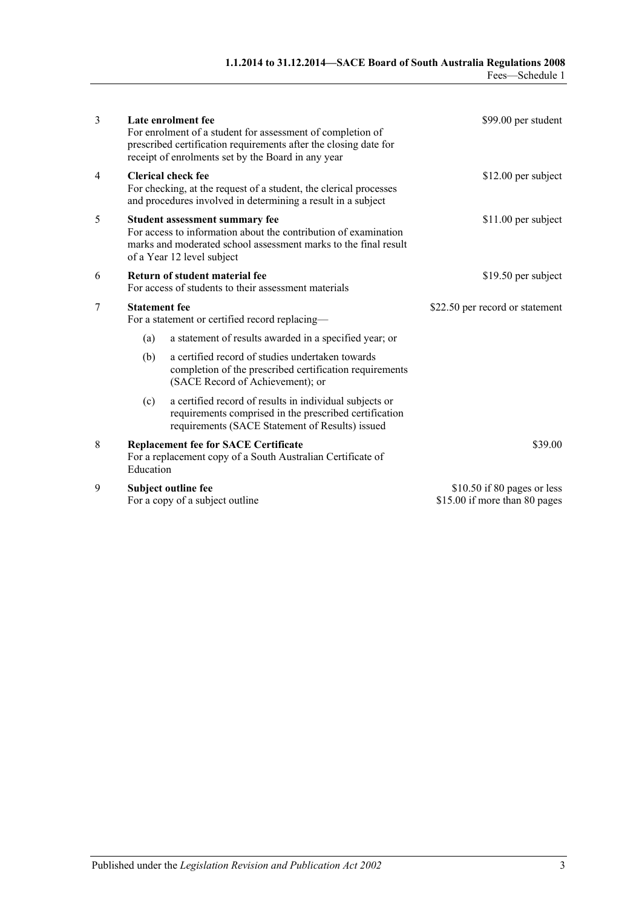| | | |
|---|---|---|
| 3 | **Late enrolment fee**<br>For enrolment of a student for assessment of completion of prescribed certification requirements after the closing date for receipt of enrolments set by the Board in any year | $99.00 per student |
| 4 | **Clerical check fee**<br>For checking, at the request of a student, the clerical processes and procedures involved in determining a result in a subject | $12.00 per subject |
| 5 | **Student assessment summary fee**<br>For access to information about the contribution of examination marks and moderated school assessment marks to the final result of a Year 12 level subject | $11.00 per subject |
| 6 | **Return of student material fee**<br>For access of students to their assessment materials | $19.50 per subject |
| 7 | **Statement fee**<br>For a statement or certified record replacing—<br>(a) a statement of results awarded in a specified year; or<br>(b) a certified record of studies undertaken towards completion of the prescribed certification requirements (SACE Record of Achievement); or<br>(c) a certified record of results in individual subjects or requirements comprised in the prescribed certification requirements (SACE Statement of Results) issued | $22.50 per record or statement |
| 8 | **Replacement fee for SACE Certificate**<br>For a replacement copy of a South Australian Certificate of Education | $39.00 |
| 9 | **Subject outline fee**<br>For a copy of a subject outline | $10.50 if 80 pages or less<br>$15.00 if more than 80 pages |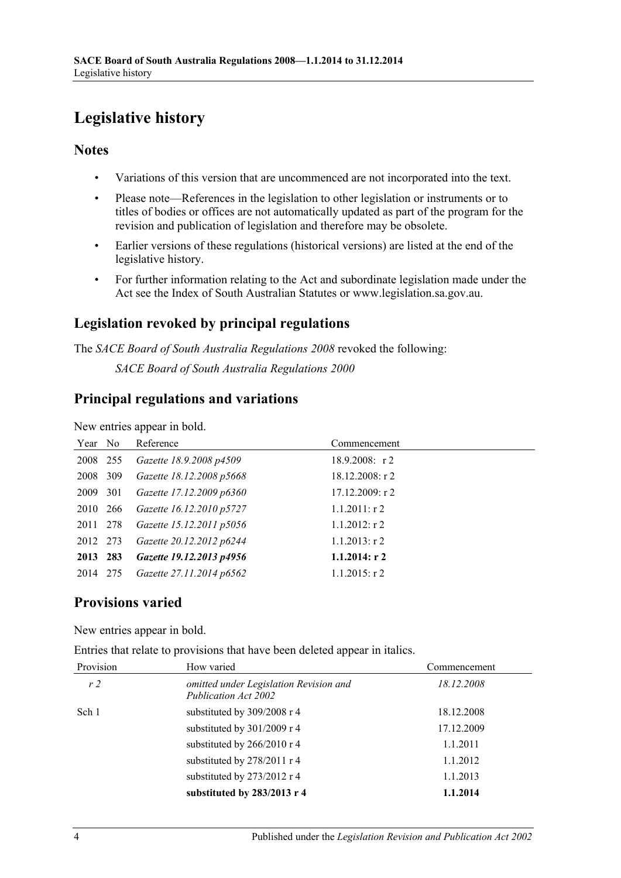# Legislative history

## Notes

- Variations of this version that are uncommenced are not incorporated into the text.
- Please note—References in the legislation to other legislation or instruments or to titles of bodies or offices are not automatically updated as part of the program for the revision and publication of legislation and therefore may be obsolete.
- Earlier versions of these regulations (historical versions) are listed at the end of the legislative history.
- For further information relating to the Act and subordinate legislation made under the Act see the Index of South Australian Statutes or www.legislation.sa.gov.au.

## Legislation revoked by principal regulations

The *SACE Board of South Australia Regulations 2008* revoked the following:

*SACE Board of South Australia Regulations 2000*

## Principal regulations and variations

New entries appear in bold.

| Year | No | Reference | Commencement |
|---|---|---|---|
| 2008 | 255 | *Gazette 18.9.2008 p4509* | 18.9.2008: r 2 |
| 2008 | 309 | *Gazette 18.12.2008 p5668* | 18.12.2008: r 2 |
| 2009 | 301 | *Gazette 17.12.2009 p6360* | 17.12.2009: r 2 |
| 2010 | 266 | *Gazette 16.12.2010 p5727* | 1.1.2011: r 2 |
| 2011 | 278 | *Gazette 15.12.2011 p5056* | 1.1.2012: r 2 |
| 2012 | 273 | *Gazette 20.12.2012 p6244* | 1.1.2013: r 2 |
| **2013** | **283** | ***Gazette 19.12.2013 p4956*** | **1.1.2014: r 2** |
| 2014 | 275 | *Gazette 27.11.2014 p6562* | 1.1.2015: r 2 |

## Provisions varied

New entries appear in bold.

Entries that relate to provisions that have been deleted appear in italics.

| Provision | How varied | Commencement |
|---|---|---|
| *r 2* | *omitted under Legislation Revision and Publication Act 2002* | *18.12.2008* |
| Sch 1 | substituted by 309/2008 r 4 | 18.12.2008 |
| | substituted by 301/2009 r 4 | 17.12.2009 |
| | substituted by 266/2010 r 4 | 1.1.2011 |
| | substituted by 278/2011 r 4 | 1.1.2012 |
| | substituted by 273/2012 r 4 | 1.1.2013 |
| | **substituted by 283/2013 r 4** | **1.1.2014** |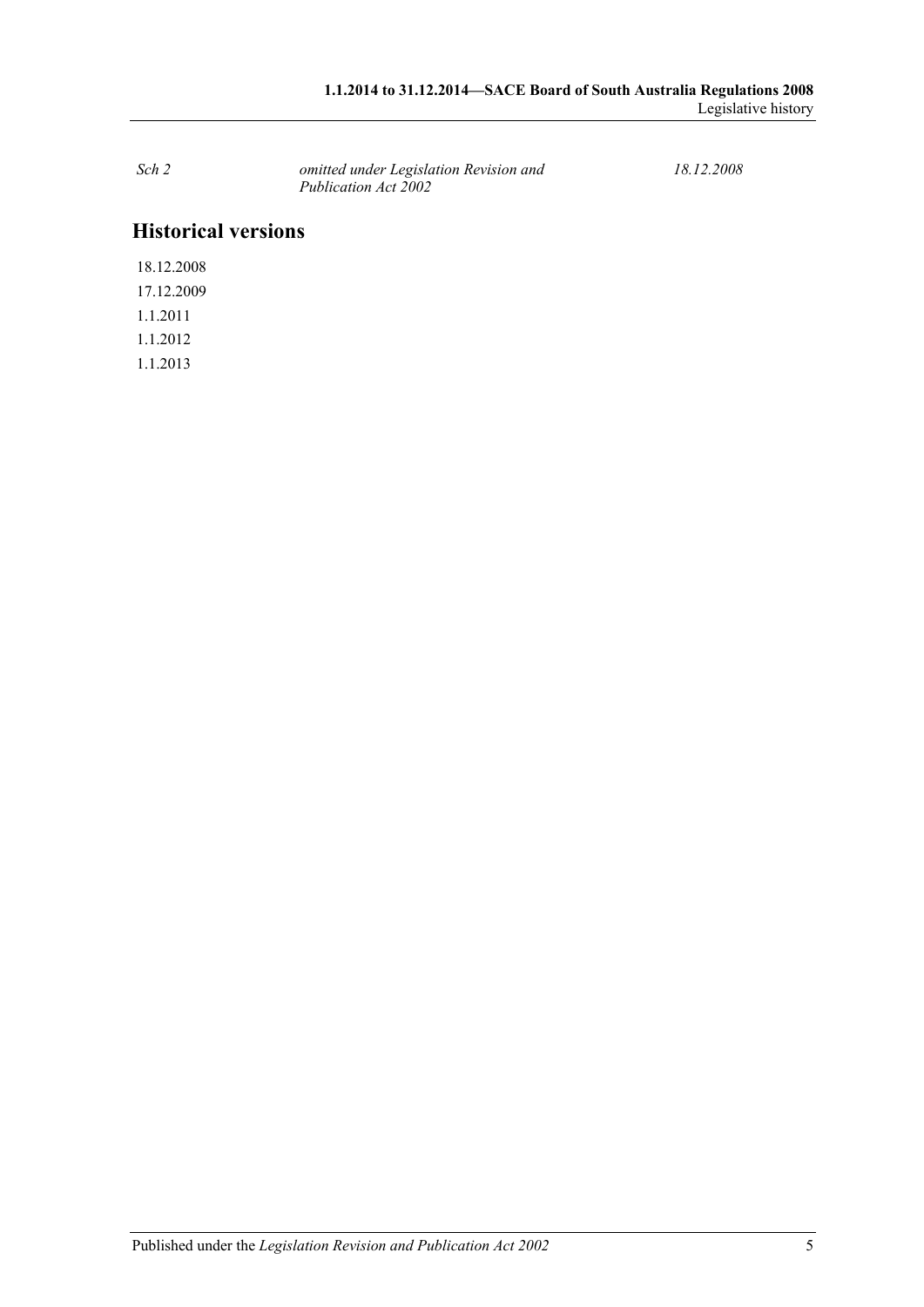| | | |
|---|---|---|
| *Sch 2* | *omitted under Legislation Revision and Publication Act 2002* | *18.12.2008* |

## Historical versions

18.12.2008

17.12.2009

1.1.2011

1.1.2012

1.1.2013